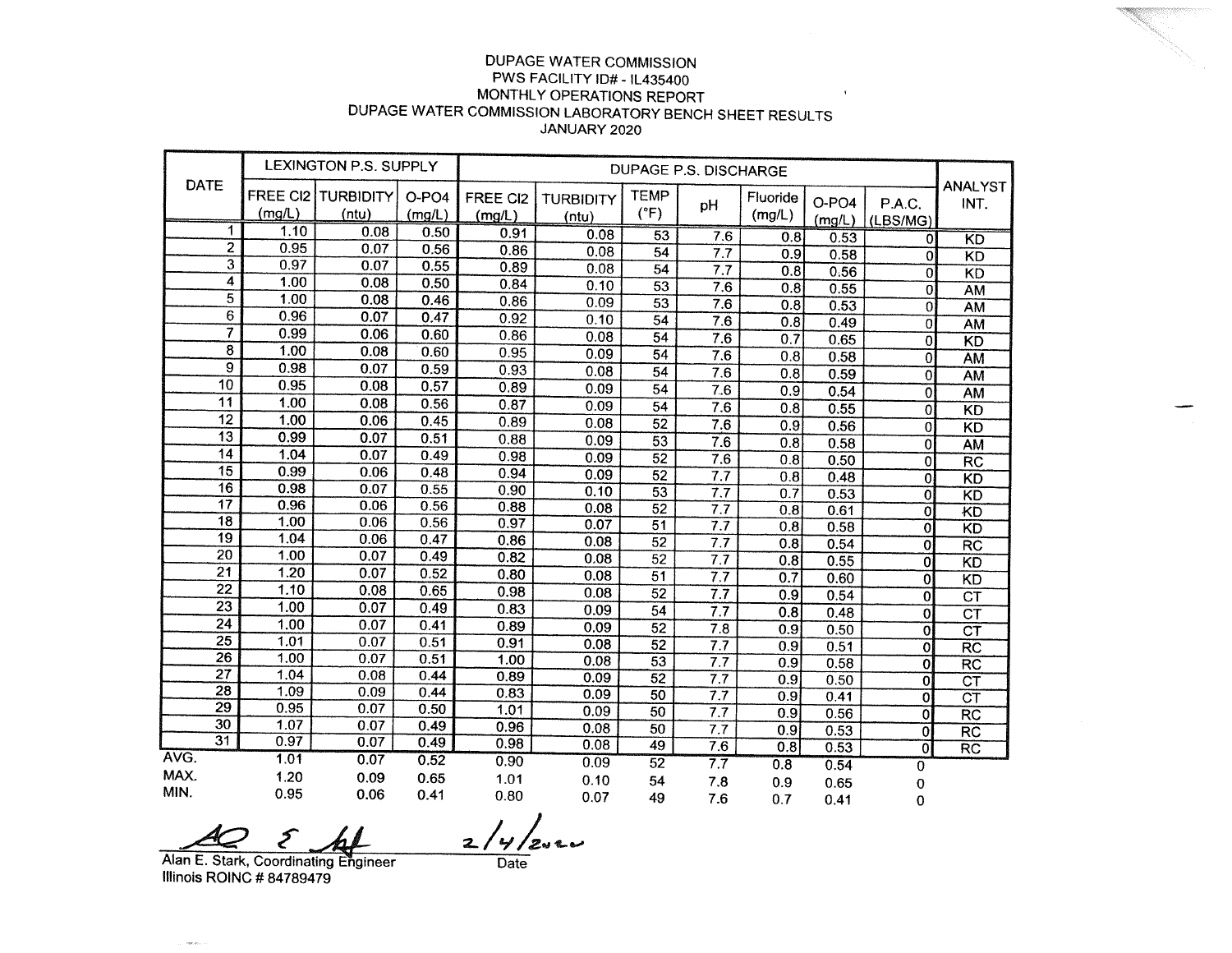DUPAGE WATER COMMISSION
PWS FACILITY ID# - IL435400
MONTHLY OPERATIONS REPORT
DUPAGE WATER COMMISSION LABORATORY BENCH SHEET RESULTS
JANUARY 2020

| DATE | LEXINGTON P.S. SUPPLY | | | DUPAGE P.S. DISCHARGE | | | | | | | ANALYST INT. |
|---|---|---|---|---|---|---|---|---|---|---|---|
| | FREE Cl2 (mg/L) | TURBIDITY (ntu) | O-PO4 (mg/L) | FREE Cl2 (mg/L) | TURBIDITY (ntu) | TEMP (°F) | pH | Fluoride (mg/L) | O-PO4 (mg/L) | P.A.C. (LBS/MG) | |
| 1 | 1.10 | 0.08 | 0.50 | 0.91 | 0.08 | 53 | 7.6 | 0.8 | 0.53 | 0 | KD |
| 2 | 0.95 | 0.07 | 0.56 | 0.86 | 0.08 | 54 | 7.7 | 0.9 | 0.58 | 0 | KD |
| 3 | 0.97 | 0.07 | 0.55 | 0.89 | 0.08 | 54 | 7.7 | 0.8 | 0.56 | 0 | KD |
| 4 | 1.00 | 0.08 | 0.50 | 0.84 | 0.10 | 53 | 7.6 | 0.8 | 0.55 | 0 | AM |
| 5 | 1.00 | 0.08 | 0.46 | 0.86 | 0.09 | 53 | 7.6 | 0.8 | 0.53 | 0 | AM |
| 6 | 0.96 | 0.07 | 0.47 | 0.92 | 0.10 | 54 | 7.6 | 0.8 | 0.49 | 0 | AM |
| 7 | 0.99 | 0.06 | 0.60 | 0.86 | 0.08 | 54 | 7.6 | 0.7 | 0.65 | 0 | KD |
| 8 | 1.00 | 0.08 | 0.60 | 0.95 | 0.09 | 54 | 7.6 | 0.8 | 0.58 | 0 | AM |
| 9 | 0.98 | 0.07 | 0.59 | 0.93 | 0.08 | 54 | 7.6 | 0.8 | 0.59 | 0 | AM |
| 10 | 0.95 | 0.08 | 0.57 | 0.89 | 0.09 | 54 | 7.6 | 0.9 | 0.54 | 0 | AM |
| 11 | 1.00 | 0.08 | 0.56 | 0.87 | 0.09 | 54 | 7.6 | 0.8 | 0.55 | 0 | KD |
| 12 | 1.00 | 0.06 | 0.45 | 0.89 | 0.08 | 52 | 7.6 | 0.9 | 0.56 | 0 | KD |
| 13 | 0.99 | 0.07 | 0.51 | 0.88 | 0.09 | 53 | 7.6 | 0.8 | 0.58 | 0 | AM |
| 14 | 1.04 | 0.07 | 0.49 | 0.98 | 0.09 | 52 | 7.6 | 0.8 | 0.50 | 0 | RC |
| 15 | 0.99 | 0.06 | 0.48 | 0.94 | 0.09 | 52 | 7.7 | 0.8 | 0.48 | 0 | KD |
| 16 | 0.98 | 0.07 | 0.55 | 0.90 | 0.10 | 53 | 7.7 | 0.7 | 0.53 | 0 | KD |
| 17 | 0.96 | 0.06 | 0.56 | 0.88 | 0.08 | 52 | 7.7 | 0.8 | 0.61 | 0 | KD |
| 18 | 1.00 | 0.06 | 0.56 | 0.97 | 0.07 | 51 | 7.7 | 0.8 | 0.58 | 0 | KD |
| 19 | 1.04 | 0.06 | 0.47 | 0.86 | 0.08 | 52 | 7.7 | 0.8 | 0.54 | 0 | RC |
| 20 | 1.00 | 0.07 | 0.49 | 0.82 | 0.08 | 52 | 7.7 | 0.8 | 0.55 | 0 | KD |
| 21 | 1.20 | 0.07 | 0.52 | 0.80 | 0.08 | 51 | 7.7 | 0.7 | 0.60 | 0 | KD |
| 22 | 1.10 | 0.08 | 0.65 | 0.98 | 0.08 | 52 | 7.7 | 0.9 | 0.54 | 0 | CT |
| 23 | 1.00 | 0.07 | 0.49 | 0.83 | 0.09 | 54 | 7.7 | 0.8 | 0.48 | 0 | CT |
| 24 | 1.00 | 0.07 | 0.41 | 0.89 | 0.09 | 52 | 7.8 | 0.9 | 0.50 | 0 | CT |
| 25 | 1.01 | 0.07 | 0.51 | 0.91 | 0.08 | 52 | 7.7 | 0.9 | 0.51 | 0 | RC |
| 26 | 1.00 | 0.07 | 0.51 | 1.00 | 0.08 | 53 | 7.7 | 0.9 | 0.58 | 0 | RC |
| 27 | 1.04 | 0.08 | 0.44 | 0.89 | 0.09 | 52 | 7.7 | 0.9 | 0.50 | 0 | CT |
| 28 | 1.09 | 0.09 | 0.44 | 0.83 | 0.09 | 50 | 7.7 | 0.9 | 0.41 | 0 | CT |
| 29 | 0.95 | 0.07 | 0.50 | 1.01 | 0.09 | 50 | 7.7 | 0.9 | 0.56 | 0 | RC |
| 30 | 1.07 | 0.07 | 0.49 | 0.96 | 0.08 | 50 | 7.7 | 0.9 | 0.53 | 0 | RC |
| 31 | 0.97 | 0.07 | 0.49 | 0.98 | 0.08 | 49 | 7.6 | 0.8 | 0.53 | 0 | RC |
| AVG. | 1.01 | 0.07 | 0.52 | 0.90 | 0.09 | 52 | 7.7 | 0.8 | 0.54 | 0 | |
| MAX. | 1.20 | 0.09 | 0.65 | 1.01 | 0.10 | 54 | 7.8 | 0.9 | 0.65 | 0 | |
| MIN. | 0.95 | 0.06 | 0.41 | 0.80 | 0.07 | 49 | 7.6 | 0.7 | 0.41 | 0 | |

Alan E. Stark, Coordinating Engineer
Illinois ROINC # 84789479

2/4/2020
Date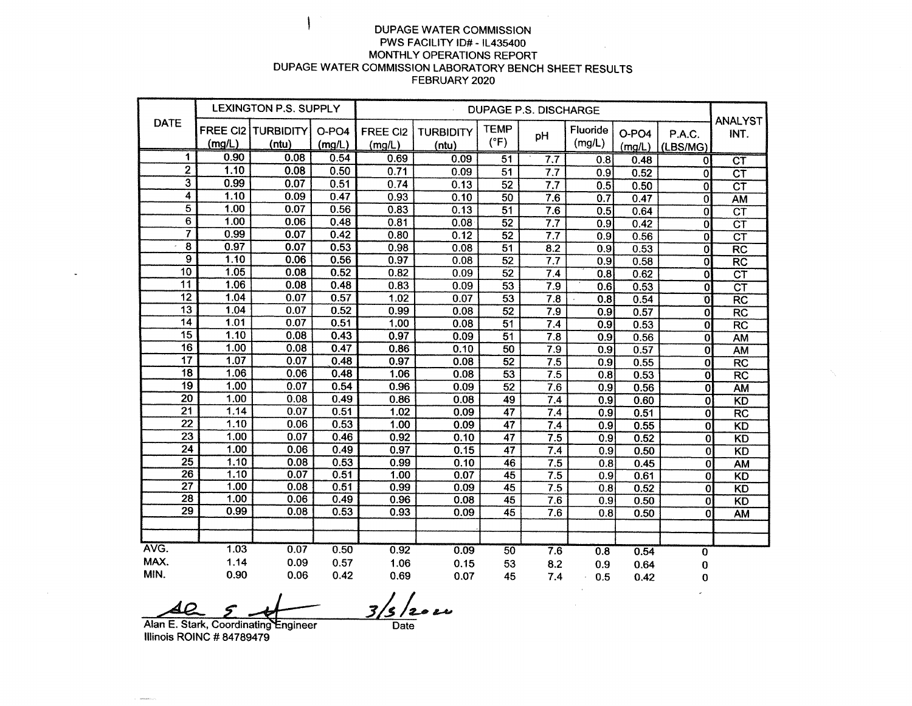DUPAGE WATER COMMISSION
PWS FACILITY ID# - IL435400
MONTHLY OPERATIONS REPORT
DUPAGE WATER COMMISSION LABORATORY BENCH SHEET RESULTS
FEBRUARY 2020

| DATE | LEXINGTON P.S. SUPPLY | | | DUPAGE P.S. DISCHARGE | | | | | | | ANALYST INT. |
|---|---|---|---|---|---|---|---|---|---|---|---|
| | FREE Cl2 (mg/L) | TURBIDITY (ntu) | O-PO4 (mg/L) | FREE Cl2 (mg/L) | TURBIDITY (ntu) | TEMP (°F) | pH | Fluoride (mg/L) | O-PO4 (mg/L) | P.A.C. (LBS/MG) | |
| 1 | 0.90 | 0.08 | 0.54 | 0.69 | 0.09 | 51 | 7.7 | 0.8 | 0.48 | 0 | CT |
| 2 | 1.10 | 0.08 | 0.50 | 0.71 | 0.09 | 51 | 7.7 | 0.9 | 0.52 | 0 | CT |
| 3 | 0.99 | 0.07 | 0.51 | 0.74 | 0.13 | 52 | 7.7 | 0.5 | 0.50 | 0 | CT |
| 4 | 1.10 | 0.09 | 0.47 | 0.93 | 0.10 | 50 | 7.6 | 0.7 | 0.47 | 0 | AM |
| 5 | 1.00 | 0.07 | 0.56 | 0.83 | 0.13 | 51 | 7.6 | 0.5 | 0.64 | 0 | CT |
| 6 | 1.00 | 0.06 | 0.48 | 0.81 | 0.08 | 52 | 7.7 | 0.9 | 0.42 | 0 | CT |
| 7 | 0.99 | 0.07 | 0.42 | 0.80 | 0.12 | 52 | 7.7 | 0.9 | 0.56 | 0 | CT |
| 8 | 0.97 | 0.07 | 0.53 | 0.98 | 0.08 | 51 | 8.2 | 0.9 | 0.53 | 0 | RC |
| 9 | 1.10 | 0.06 | 0.56 | 0.97 | 0.08 | 52 | 7.7 | 0.9 | 0.58 | 0 | RC |
| 10 | 1.05 | 0.08 | 0.52 | 0.82 | 0.09 | 52 | 7.4 | 0.8 | 0.62 | 0 | CT |
| 11 | 1.06 | 0.08 | 0.48 | 0.83 | 0.09 | 53 | 7.9 | 0.6 | 0.53 | 0 | CT |
| 12 | 1.04 | 0.07 | 0.57 | 1.02 | 0.07 | 53 | 7.8 | 0.8 | 0.54 | 0 | RC |
| 13 | 1.04 | 0.07 | 0.52 | 0.99 | 0.08 | 52 | 7.9 | 0.9 | 0.57 | 0 | RC |
| 14 | 1.01 | 0.07 | 0.51 | 1.00 | 0.08 | 51 | 7.4 | 0.9 | 0.53 | 0 | RC |
| 15 | 1.10 | 0.08 | 0.43 | 0.97 | 0.09 | 51 | 7.8 | 0.9 | 0.56 | 0 | AM |
| 16 | 1.00 | 0.08 | 0.47 | 0.86 | 0.10 | 50 | 7.9 | 0.9 | 0.57 | 0 | AM |
| 17 | 1.07 | 0.07 | 0.48 | 0.97 | 0.08 | 52 | 7.5 | 0.9 | 0.55 | 0 | RC |
| 18 | 1.06 | 0.06 | 0.48 | 1.06 | 0.08 | 53 | 7.5 | 0.8 | 0.53 | 0 | RC |
| 19 | 1.00 | 0.07 | 0.54 | 0.96 | 0.09 | 52 | 7.6 | 0.9 | 0.56 | 0 | AM |
| 20 | 1.00 | 0.08 | 0.49 | 0.86 | 0.08 | 49 | 7.4 | 0.9 | 0.60 | 0 | KD |
| 21 | 1.14 | 0.07 | 0.51 | 1.02 | 0.09 | 47 | 7.4 | 0.9 | 0.51 | 0 | RC |
| 22 | 1.10 | 0.06 | 0.53 | 1.00 | 0.09 | 47 | 7.4 | 0.9 | 0.55 | 0 | KD |
| 23 | 1.00 | 0.07 | 0.46 | 0.92 | 0.10 | 47 | 7.5 | 0.9 | 0.52 | 0 | KD |
| 24 | 1.00 | 0.06 | 0.49 | 0.97 | 0.15 | 47 | 7.4 | 0.9 | 0.50 | 0 | KD |
| 25 | 1.10 | 0.08 | 0.53 | 0.99 | 0.10 | 46 | 7.5 | 0.8 | 0.45 | 0 | AM |
| 26 | 1.10 | 0.07 | 0.51 | 1.00 | 0.07 | 45 | 7.5 | 0.9 | 0.61 | 0 | KD |
| 27 | 1.00 | 0.08 | 0.51 | 0.99 | 0.09 | 45 | 7.5 | 0.8 | 0.52 | 0 | KD |
| 28 | 1.00 | 0.06 | 0.49 | 0.96 | 0.08 | 45 | 7.6 | 0.9 | 0.50 | 0 | KD |
| 29 | 0.99 | 0.08 | 0.53 | 0.93 | 0.09 | 45 | 7.6 | 0.8 | 0.50 | 0 | AM |
| | | | | | | | | | | | |
| | | | | | | | | | | | |
| AVG. | 1.03 | 0.07 | 0.50 | 0.92 | 0.09 | 50 | 7.6 | 0.8 | 0.54 | 0 | |
| MAX. | 1.14 | 0.09 | 0.57 | 1.06 | 0.15 | 53 | 8.2 | 0.9 | 0.64 | 0 | |
| MIN. | 0.90 | 0.06 | 0.42 | 0.69 | 0.07 | 45 | 7.4 | 0.5 | 0.42 | 0 | |

Alan E. Stark, Coordinating Engineer
Illinois ROINC # 84789479

Date: 3/5/2020